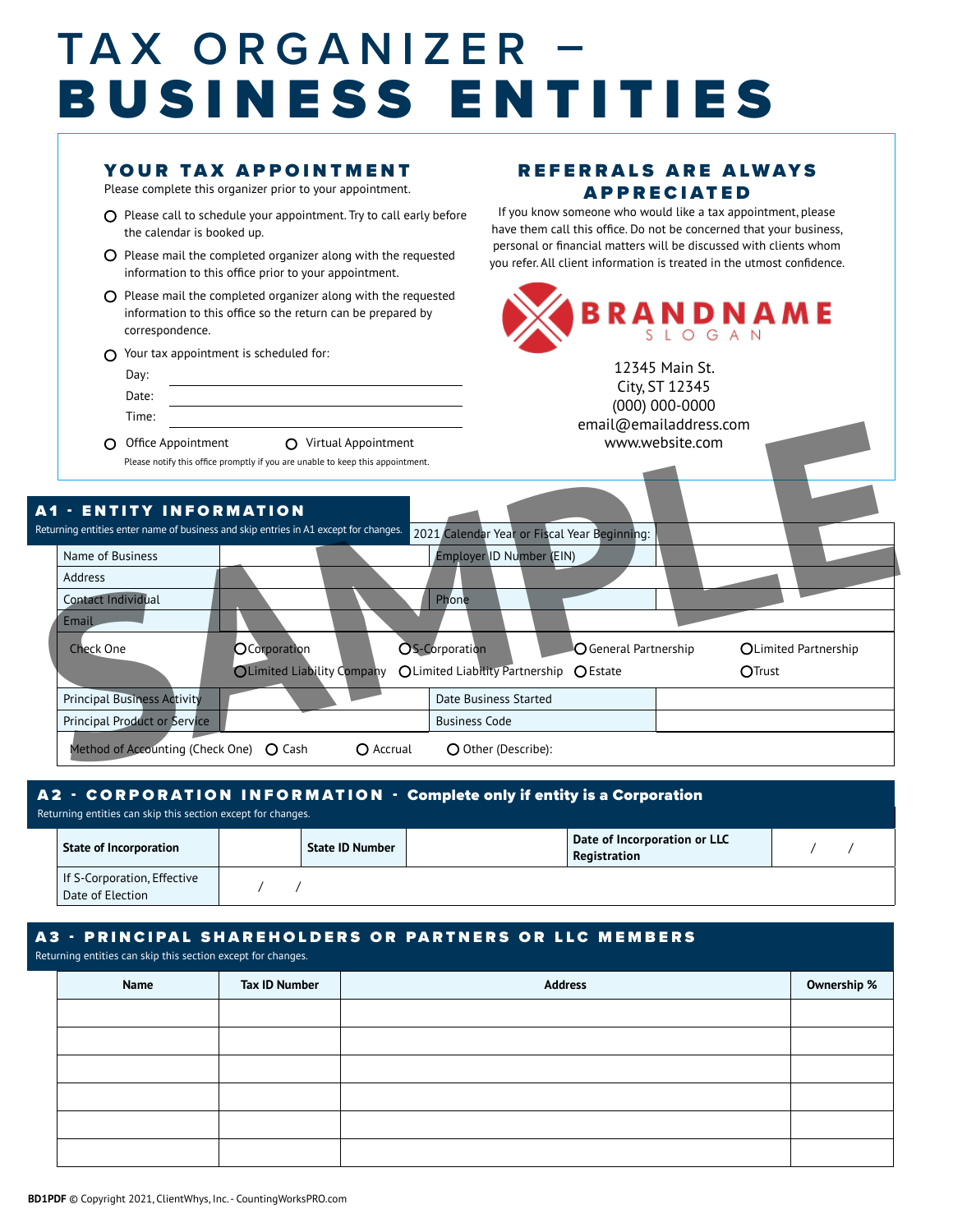# TAX ORGANIZER – BUSINESS ENTITIES

## YOUR TAX APPOINTMENT

Please complete this organizer prior to your appointment.

- ○ Please call to schedule your appointment. Try to call early before the calendar is booked up.
- ○ Please mail the completed organizer along with the requested information to this office prior to your appointment.
- ○ Please mail the completed organizer along with the requested information to this office so the return can be prepared by correspondence.
- ○ Your tax appointment is scheduled for:

Day: ______________________

Date: ______________________

Time: ______________________

○ Office Appointment ○ Virtual Appointment

Please notify this office promptly if you are unable to keep this appointment.

## REFERRALS ARE ALWAYS APPRECIATED

If you know someone who would like a tax appointment, please have them call this office. Do not be concerned that your business, personal or financial matters will be discussed with clients whom you refer. All client information is treated in the utmost confidence.

BRANDNAME
SLOGAN

12345 Main St.
City, ST 12345
(000) 000-0000
email@emailaddress.com
www.website.com

SAMPLE

## A1 - ENTITY INFORMATION

Returning entities enter name of business and skip entries in A1 except for changes.

| | | 2021 Calendar Year or Fiscal Year Beginning: | |
|---|---|---|---|
| Name of Business | | Employer ID Number (EIN) | |
| Address | | | |
| Contact Individual | | Phone | |
| Email | | | |
| Check One | ○ Corporation ○ Limited Liability Company | ○ S-Corporation ○ Limited Liability Partnership | ○ General Partnership ○ Estate ○ Limited Partnership ○ Trust |
| Principal Business Activity | | Date Business Started | |
| Principal Product or Service | | Business Code | |
| Method of Accounting (Check One) ○ Cash ○ Accrual ○ Other (Describe): | | | |

## A2 - CORPORATION INFORMATION - Complete only if entity is a Corporation

Returning entities can skip this section except for changes.

| **State of Incorporation** | | **State ID Number** | | **Date of Incorporation or LLC Registration** | / / |
|---|---|---|---|---|---|
| If S-Corporation, Effective Date of Election | / / | | | | |

## A3 - PRINCIPAL SHAREHOLDERS OR PARTNERS OR LLC MEMBERS

Returning entities can skip this section except for changes.

| Name | Tax ID Number | Address | Ownership % |
|---|---|---|---|
| | | | |
| | | | |
| | | | |
| | | | |
| | | | |
| | | | |

BD1PDF © Copyright 2021, ClientWhys, Inc. - CountingWorksPRO.com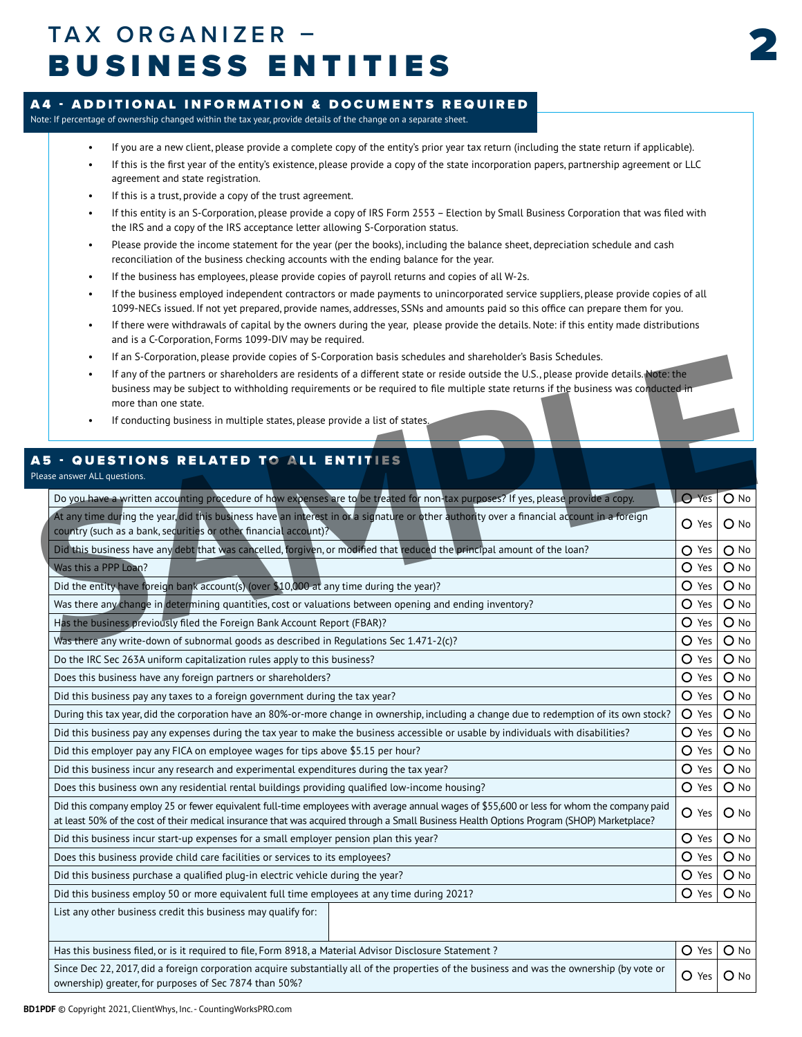# TAX ORGANIZER – BUSINESS ENTITIES

## A4 - ADDITIONAL INFORMATION & DOCUMENTS REQUIRED

Note: If percentage of ownership changed within the tax year, provide details of the change on a separate sheet.

- If you are a new client, please provide a complete copy of the entity's prior year tax return (including the state return if applicable).
- If this is the first year of the entity's existence, please provide a copy of the state incorporation papers, partnership agreement or LLC agreement and state registration.
- If this is a trust, provide a copy of the trust agreement.
- If this entity is an S-Corporation, please provide a copy of IRS Form 2553 – Election by Small Business Corporation that was filed with the IRS and a copy of the IRS acceptance letter allowing S-Corporation status.
- Please provide the income statement for the year (per the books), including the balance sheet, depreciation schedule and cash reconciliation of the business checking accounts with the ending balance for the year.
- If the business has employees, please provide copies of payroll returns and copies of all W-2s.
- If the business employed independent contractors or made payments to unincorporated service suppliers, please provide copies of all 1099-NECs issued. If not yet prepared, provide names, addresses, SSNs and amounts paid so this office can prepare them for you.
- If there were withdrawals of capital by the owners during the year, please provide the details. Note: if this entity made distributions and is a C-Corporation, Forms 1099-DIV may be required.
- If an S-Corporation, please provide copies of S-Corporation basis schedules and shareholder's Basis Schedules.
- If any of the partners or shareholders are residents of a different state or reside outside the U.S., please provide details. Note: the business may be subject to withholding requirements or be required to file multiple state returns if the business was conducted in more than one state.
- If conducting business in multiple states, please provide a list of states.

## A5 - QUESTIONS RELATED TO ALL ENTITIES

Please answer ALL questions.

| Question | Yes | No |
|---|---|---|
| Do you have a written accounting procedure of how expenses are to be treated for non-tax purposes? If yes, please provide a copy. | O Yes | O No |
| At any time during the year, did this business have an interest in or a signature or other authority over a financial account in a foreign country (such as a bank, securities or other financial account)? | O Yes | O No |
| Did this business have any debt that was cancelled, forgiven, or modified that reduced the principal amount of the loan? | O Yes | O No |
| Was this a PPP Loan? | O Yes | O No |
| Did the entity have foreign bank account(s) (over $10,000 at any time during the year)? | O Yes | O No |
| Was there any change in determining quantities, cost or valuations between opening and ending inventory? | O Yes | O No |
| Has the business previously filed the Foreign Bank Account Report (FBAR)? | O Yes | O No |
| Was there any write-down of subnormal goods as described in Regulations Sec 1.471-2(c)? | O Yes | O No |
| Do the IRC Sec 263A uniform capitalization rules apply to this business? | O Yes | O No |
| Does this business have any foreign partners or shareholders? | O Yes | O No |
| Did this business pay any taxes to a foreign government during the tax year? | O Yes | O No |
| During this tax year, did the corporation have an 80%-or-more change in ownership, including a change due to redemption of its own stock? | O Yes | O No |
| Did this business pay any expenses during the tax year to make the business accessible or usable by individuals with disabilities? | O Yes | O No |
| Did this employer pay any FICA on employee wages for tips above $5.15 per hour? | O Yes | O No |
| Did this business incur any research and experimental expenditures during the tax year? | O Yes | O No |
| Does this business own any residential rental buildings providing qualified low-income housing? | O Yes | O No |
| Did this company employ 25 or fewer equivalent full-time employees with average annual wages of $55,600 or less for whom the company paid at least 50% of the cost of their medical insurance that was acquired through a Small Business Health Options Program (SHOP) Marketplace? | O Yes | O No |
| Did this business incur start-up expenses for a small employer pension plan this year? | O Yes | O No |
| Does this business provide child care facilities or services to its employees? | O Yes | O No |
| Did this business purchase a qualified plug-in electric vehicle during the year? | O Yes | O No |
| Did this business employ 50 or more equivalent full time employees at any time during 2021? | O Yes | O No |
| List any other business credit this business may qualify for: | | |
| Has this business filed, or is it required to file, Form 8918, a Material Advisor Disclosure Statement ? | O Yes | O No |
| Since Dec 22, 2017, did a foreign corporation acquire substantially all of the properties of the business and was the ownership (by vote or ownership) greater, for purposes of Sec 7874 than 50%? | O Yes | O No |

BD1PDF © Copyright 2021, ClientWhys, Inc. - CountingWorksPRO.com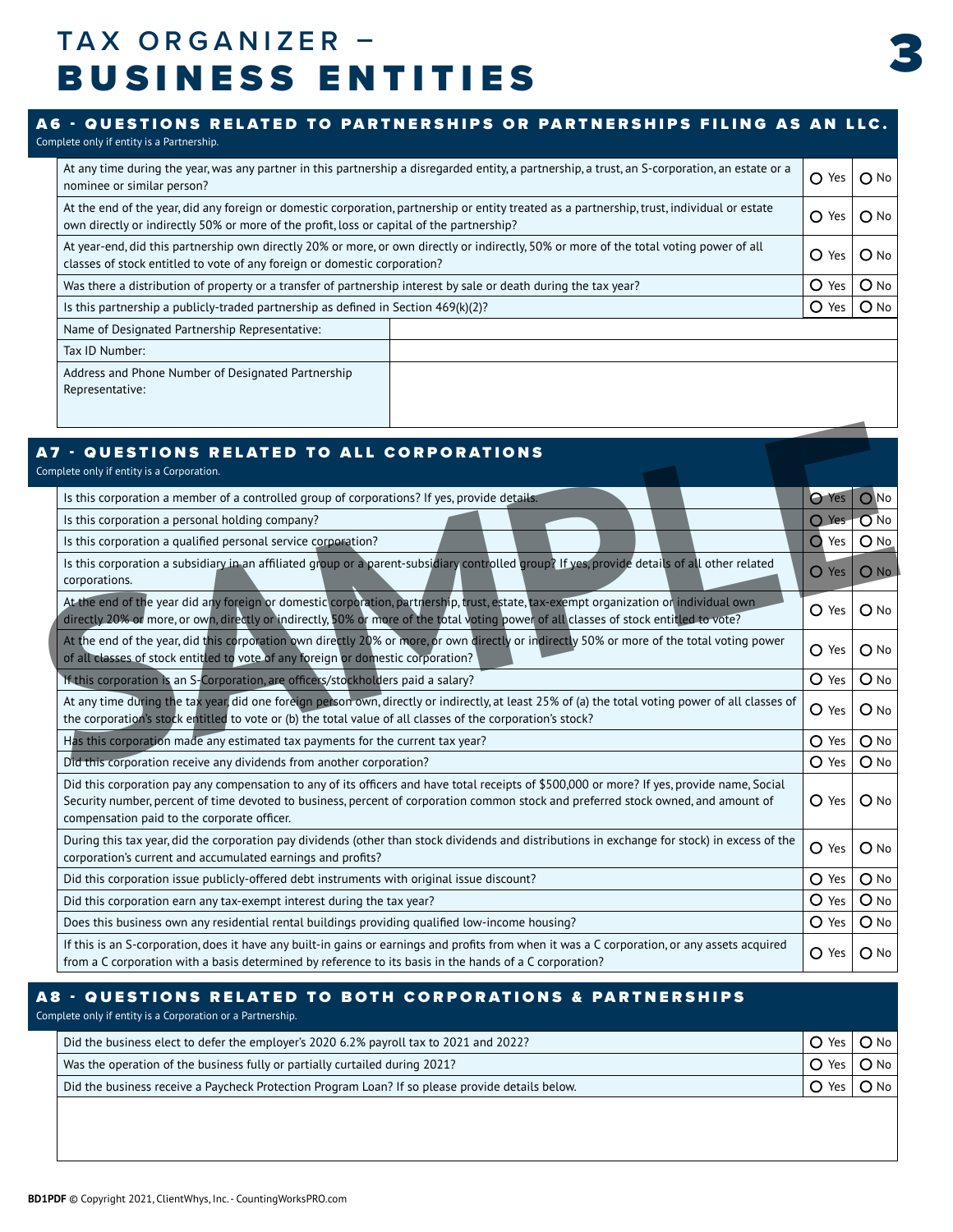# TAX ORGANIZER – BUSINESS ENTITIES

## A6 - QUESTIONS RELATED TO PARTNERSHIPS OR PARTNERSHIPS FILING AS AN LLC.

Complete only if entity is a Partnership.

| Question | Yes | No |
|---|---|---|
| At any time during the year, was any partner in this partnership a disregarded entity, a partnership, a trust, an S-corporation, an estate or a nominee or similar person? | O Yes | O No |
| At the end of the year, did any foreign or domestic corporation, partnership or entity treated as a partnership, trust, individual or estate own directly or indirectly 50% or more of the profit, loss or capital of the partnership? | O Yes | O No |
| At year-end, did this partnership own directly 20% or more, or own directly or indirectly, 50% or more of the total voting power of all classes of stock entitled to vote of any foreign or domestic corporation? | O Yes | O No |
| Was there a distribution of property or a transfer of partnership interest by sale or death during the tax year? | O Yes | O No |
| Is this partnership a publicly-traded partnership as defined in Section 469(k)(2)? | O Yes | O No |

| | |
|---|---|
| Name of Designated Partnership Representative: | |
| Tax ID Number: | |
| Address and Phone Number of Designated Partnership Representative: | |

## A7 - QUESTIONS RELATED TO ALL CORPORATIONS

Complete only if entity is a Corporation.

| Question | Yes | No |
|---|---|---|
| Is this corporation a member of a controlled group of corporations? If yes, provide details. | O Yes | O No |
| Is this corporation a personal holding company? | O Yes | O No |
| Is this corporation a qualified personal service corporation? | O Yes | O No |
| Is this corporation a subsidiary in an affiliated group or a parent-subsidiary controlled group? If yes, provide details of all other related corporations. | O Yes | O No |
| At the end of the year did any foreign or domestic corporation, partnership, trust, estate, tax-exempt organization or individual own directly 20% or more, or own, directly or indirectly, 50% or more of the total voting power of all classes of stock entitled to vote? | O Yes | O No |
| At the end of the year, did this corporation own directly 20% or more, or own directly or indirectly 50% or more of the total voting power of all classes of stock entitled to vote of any foreign or domestic corporation? | O Yes | O No |
| If this corporation is an S-Corporation, are officers/stockholders paid a salary? | O Yes | O No |
| At any time during the tax year, did one foreign person own, directly or indirectly, at least 25% of (a) the total voting power of all classes of the corporation's stock entitled to vote or (b) the total value of all classes of the corporation's stock? | O Yes | O No |
| Has this corporation made any estimated tax payments for the current tax year? | O Yes | O No |
| Did this corporation receive any dividends from another corporation? | O Yes | O No |
| Did this corporation pay any compensation to any of its officers and have total receipts of $500,000 or more? If yes, provide name, Social Security number, percent of time devoted to business, percent of corporation common stock and preferred stock owned, and amount of compensation paid to the corporate officer. | O Yes | O No |
| During this tax year, did the corporation pay dividends (other than stock dividends and distributions in exchange for stock) in excess of the corporation's current and accumulated earnings and profits? | O Yes | O No |
| Did this corporation issue publicly-offered debt instruments with original issue discount? | O Yes | O No |
| Did this corporation earn any tax-exempt interest during the tax year? | O Yes | O No |
| Does this business own any residential rental buildings providing qualified low-income housing? | O Yes | O No |
| If this is an S-corporation, does it have any built-in gains or earnings and profits from when it was a C corporation, or any assets acquired from a C corporation with a basis determined by reference to its basis in the hands of a C corporation? | O Yes | O No |

## A8 - QUESTIONS RELATED TO BOTH CORPORATIONS & PARTNERSHIPS

Complete only if entity is a Corporation or a Partnership.

| Question | Yes | No |
|---|---|---|
| Did the business elect to defer the employer's 2020 6.2% payroll tax to 2021 and 2022? | O Yes | O No |
| Was the operation of the business fully or partially curtailed during 2021? | O Yes | O No |
| Did the business receive a Paycheck Protection Program Loan? If so please provide details below. | O Yes | O No |

BD1PDF © Copyright 2021, ClientWhys, Inc. - CountingWorksPRO.com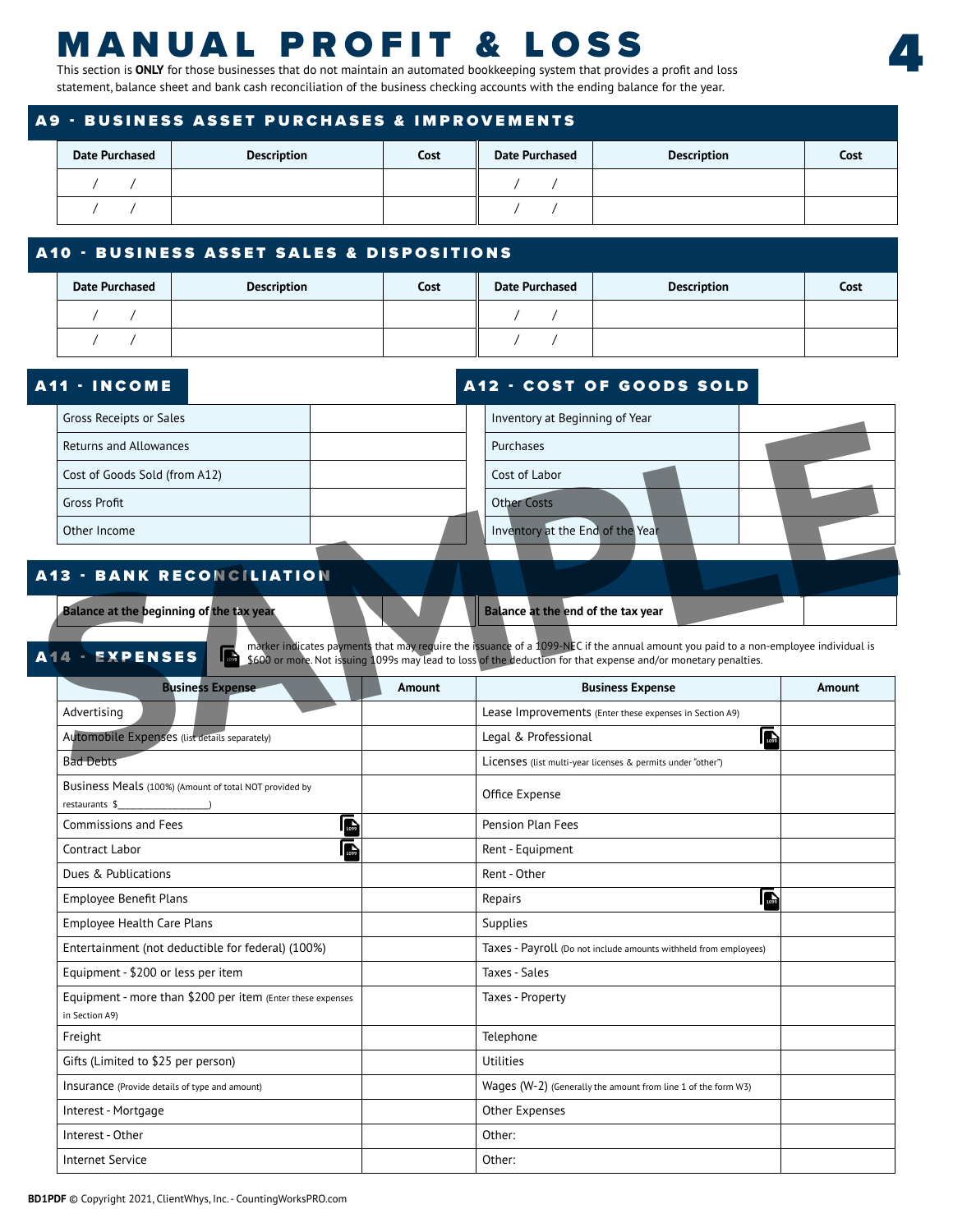# MANUAL PROFIT & LOSS

This section is **ONLY** for those businesses that do not maintain an automated bookkeeping system that provides a profit and loss statement, balance sheet and bank cash reconciliation of the business checking accounts with the ending balance for the year.

## A9 - BUSINESS ASSET PURCHASES & IMPROVEMENTS

| Date Purchased | Description | Cost | Date Purchased | Description | Cost |
|---|---|---|---|---|---|
| / / | | | / / | | |
| / / | | | / / | | |

## A10 - BUSINESS ASSET SALES & DISPOSITIONS

| Date Purchased | Description | Cost | Date Purchased | Description | Cost |
|---|---|---|---|---|---|
| / / | | | / / | | |
| / / | | | / / | | |

## A11 - INCOME

| | |
|---|---|
| Gross Receipts or Sales | |
| Returns and Allowances | |
| Cost of Goods Sold (from A12) | |
| Gross Profit | |
| Other Income | |

## A12 - COST OF GOODS SOLD

| | |
|---|---|
| Inventory at Beginning of Year | |
| Purchases | |
| Cost of Labor | |
| Other Costs | |
| Inventory at the End of the Year | |

## A13 - BANK RECONCILIATION

| | | | |
|---|---|---|---|
| **Balance at the beginning of the tax year** | | **Balance at the end of the tax year** | |

## A14 - EXPENSES

[1099] marker indicates payments that may require the issuance of a 1099-NEC if the annual amount you paid to a non-employee individual is $600 or more. Not issuing 1099s may lead to loss of the deduction for that expense and/or monetary penalties.

| Business Expense | Amount | Business Expense | Amount |
|---|---|---|---|
| Advertising | | Lease Improvements (Enter these expenses in Section A9) | |
| Automobile Expenses (list details separately) | | Legal & Professional [1099] | |
| Bad Debts | | Licenses (list multi-year licenses & permits under "other") | |
| Business Meals (100%) (Amount of total NOT provided by restaurants $__________) | | Office Expense | |
| Commissions and Fees [1099] | | Pension Plan Fees | |
| Contract Labor [1099] | | Rent - Equipment | |
| Dues & Publications | | Rent - Other | |
| Employee Benefit Plans | | Repairs [1099] | |
| Employee Health Care Plans | | Supplies | |
| Entertainment (not deductible for federal) (100%) | | Taxes - Payroll (Do not include amounts withheld from employees) | |
| Equipment - $200 or less per item | | Taxes - Sales | |
| Equipment - more than $200 per item (Enter these expenses in Section A9) | | Taxes - Property | |
| Freight | | Telephone | |
| Gifts (Limited to $25 per person) | | Utilities | |
| Insurance (Provide details of type and amount) | | Wages (W-2) (Generally the amount from line 1 of the form W3) | |
| Interest - Mortgage | | Other Expenses | |
| Interest - Other | | Other: | |
| Internet Service | | Other: | |

BD1PDF © Copyright 2021, ClientWhys, Inc. - CountingWorksPRO.com